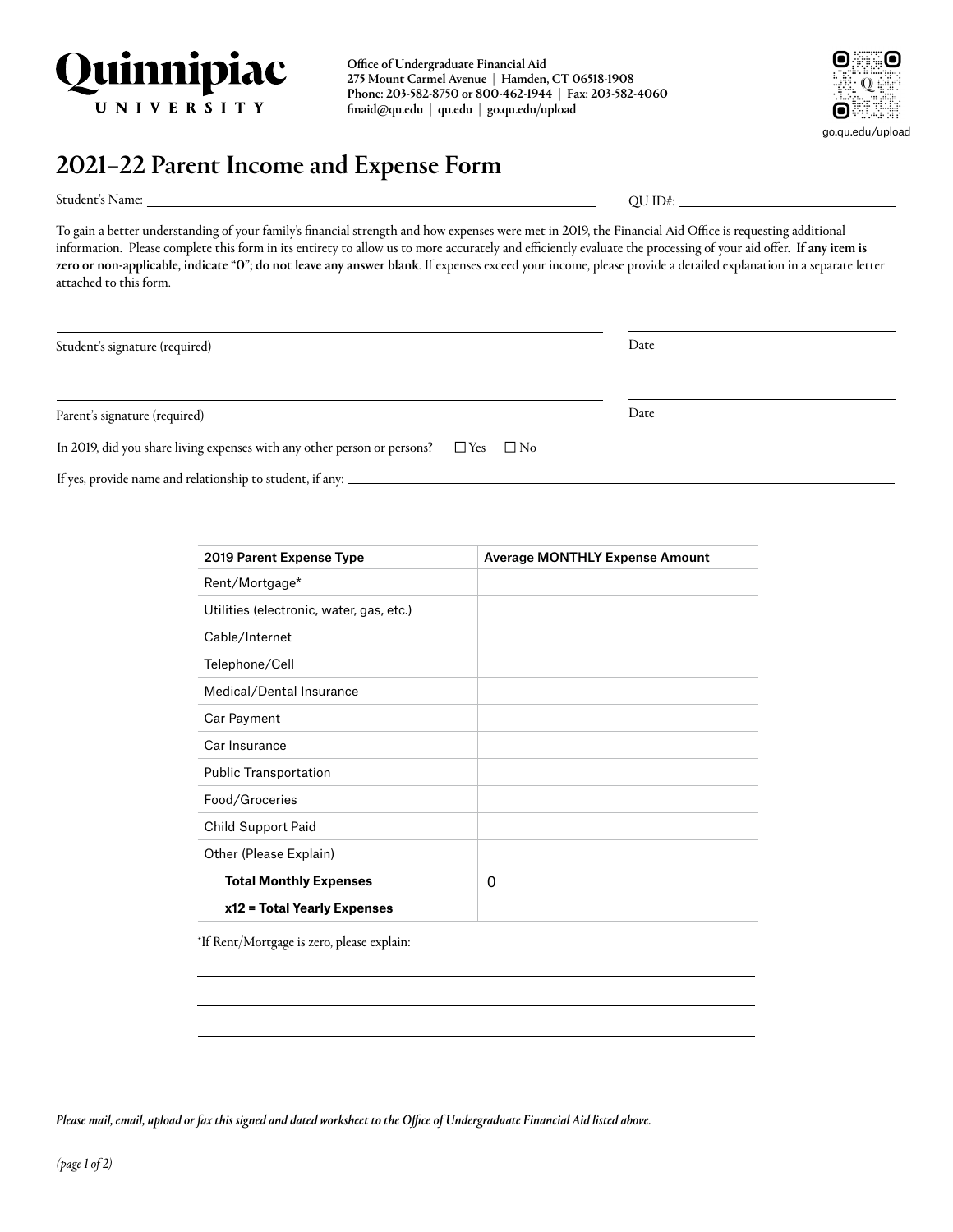**Quinnipiac**
**UNIVERSITY**

**Office of Undergraduate Financial Aid**
**275 Mount Carmel Avenue | Hamden, CT 06518-1908**
**Phone: 203-582-8750 or 800-462-1944 | Fax: 203-582-4060**
**finaid@qu.edu | qu.edu | go.qu.edu/upload**

go.qu.edu/upload

# 2021–22 Parent Income and Expense Form

Student's Name: ______________________________ QU ID#: ______________________

To gain a better understanding of your family's financial strength and how expenses were met in 2019, the Financial Aid Office is requesting additional information. Please complete this form in its entirety to allow us to more accurately and efficiently evaluate the processing of your aid offer. **If any item is zero or non-applicable, indicate "0"; do not leave any answer blank**. If expenses exceed your income, please provide a detailed explanation in a separate letter attached to this form.

______________________________ ______________________
Student's signature (required) Date

______________________________ ______________________
Parent's signature (required) Date

In 2019, did you share living expenses with any other person or persons? ☐ Yes ☐ No

If yes, provide name and relationship to student, if any: ______________________________

| 2019 Parent Expense Type | Average MONTHLY Expense Amount |
|---|---|
| Rent/Mortgage* | |
| Utilities (electronic, water, gas, etc.) | |
| Cable/Internet | |
| Telephone/Cell | |
| Medical/Dental Insurance | |
| Car Payment | |
| Car Insurance | |
| Public Transportation | |
| Food/Groceries | |
| Child Support Paid | |
| Other (Please Explain) | |
| **Total Monthly Expenses** | 0 |
| **x12 = Total Yearly Expenses** | |

*If Rent/Mortgage is zero, please explain:

______________________________

______________________________

______________________________

*Please mail, email, upload or fax this signed and dated worksheet to the Office of Undergraduate Financial Aid listed above.*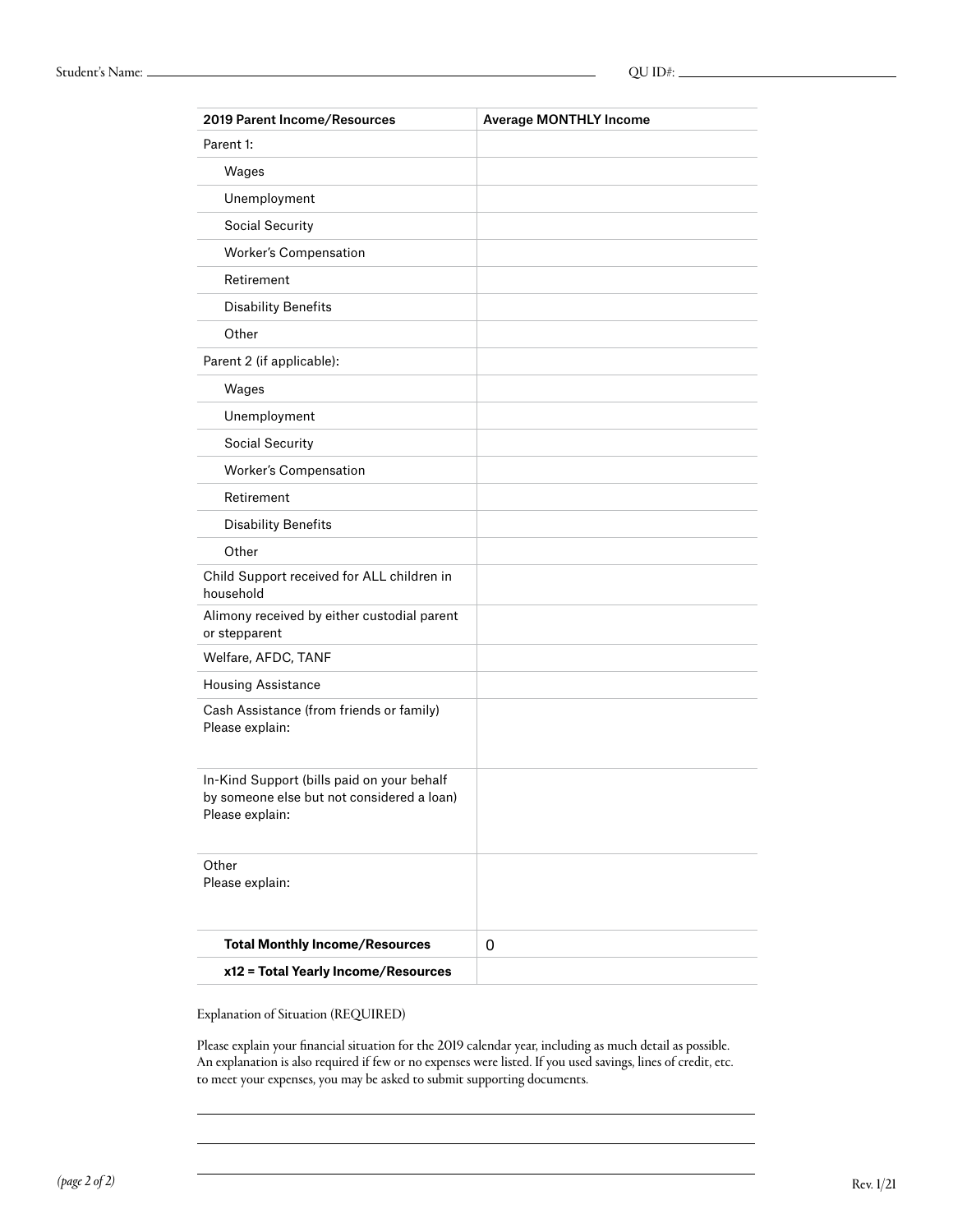Student's Name: ______________________ QU ID#: ______________________

| 2019 Parent Income/Resources | Average MONTHLY Income |
| --- | --- |
| Parent 1: | |
| Wages | |
| Unemployment | |
| Social Security | |
| Worker's Compensation | |
| Retirement | |
| Disability Benefits | |
| Other | |
| Parent 2 (if applicable): | |
| Wages | |
| Unemployment | |
| Social Security | |
| Worker's Compensation | |
| Retirement | |
| Disability Benefits | |
| Other | |
| Child Support received for ALL children in household | |
| Alimony received by either custodial parent or stepparent | |
| Welfare, AFDC, TANF | |
| Housing Assistance | |
| Cash Assistance (from friends or family) Please explain: | |
| In-Kind Support (bills paid on your behalf by someone else but not considered a loan) Please explain: | |
| Other Please explain: | |
| **Total Monthly Income/Resources** | 0 |
| **x12 = Total Yearly Income/Resources** | |

Explanation of Situation (REQUIRED)

Please explain your financial situation for the 2019 calendar year, including as much detail as possible. An explanation is also required if few or no expenses were listed. If you used savings, lines of credit, etc. to meet your expenses, you may be asked to submit supporting documents.

______________________

______________________

______________________

Rev. 1/21